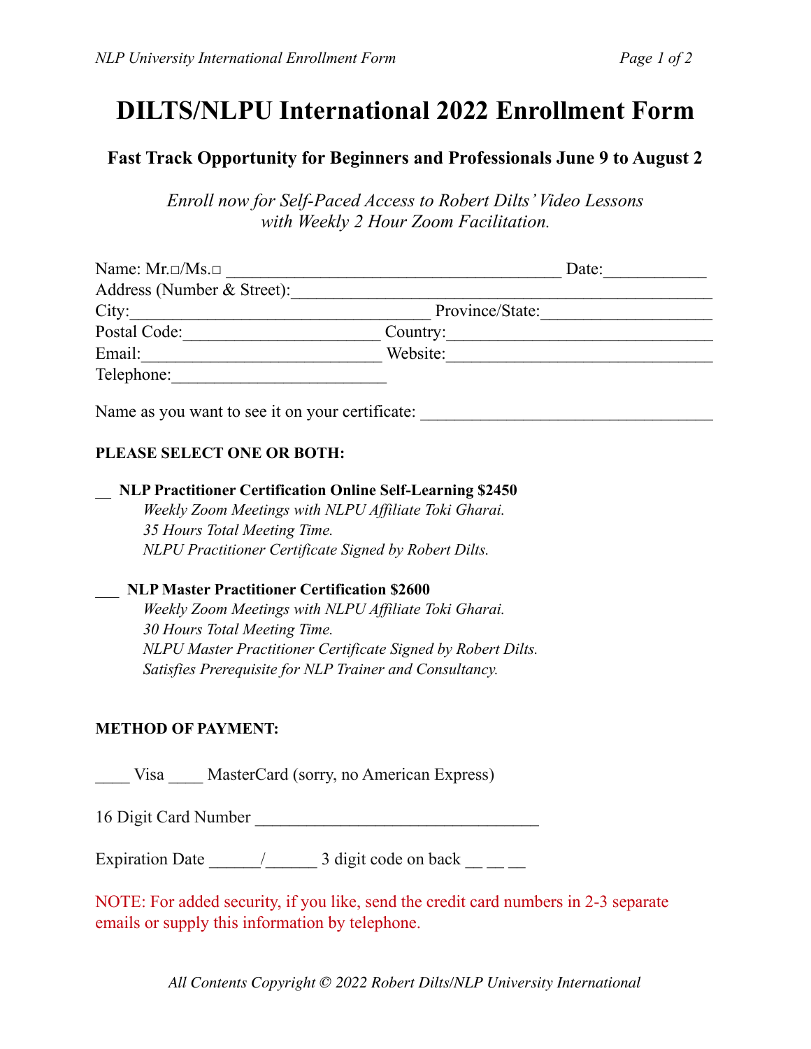# DILTS/NLPU International 2022 Enrollment Form

### Fast Track Opportunity for Beginners and Professionals June 9 to August 2

*Enroll now for Self-Paced Access to Robert Dilts' Video Lessons with Weekly 2 Hour Zoom Facilitation.*

Name: Mr.□/Ms.□ ______________________________________ Date:___________

Address (Number & Street):_____________________________________________

City:__________________________________ Province/State:___________________

Postal Code:______________________ Country:______________________________

Email:___________________________ Website:______________________________

Telephone:________________________

Name as you want to see it on your certificate: __________________________________

**PLEASE SELECT ONE OR BOTH:**

__ **NLP Practitioner Certification Online Self-Learning $2450**

*Weekly Zoom Meetings with NLPU Affiliate Toki Gharai.*
*35 Hours Total Meeting Time.*
*NLPU Practitioner Certificate Signed by Robert Dilts.*

___ **NLP Master Practitioner Certification $2600**

*Weekly Zoom Meetings with NLPU Affiliate Toki Gharai.*
*30 Hours Total Meeting Time.*
*NLPU Master Practitioner Certificate Signed by Robert Dilts.*
*Satisfies Prerequisite for NLP Trainer and Consultancy.*

**METHOD OF PAYMENT:**

____ Visa ____ MasterCard (sorry, no American Express)

16 Digit Card Number ________________________________

Expiration Date ______/______ 3 digit code on back __ __ __

NOTE: For added security, if you like, send the credit card numbers in 2-3 separate emails or supply this information by telephone.

*All Contents Copyright © 2022 Robert Dilts/NLP University International*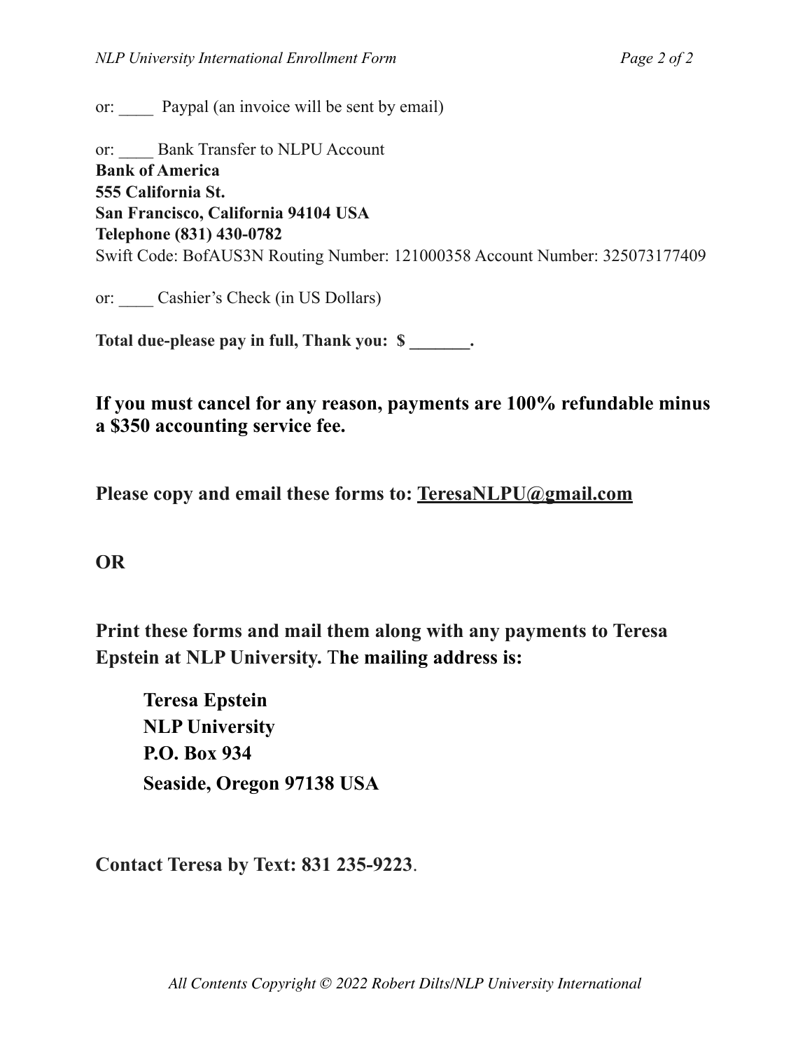or: ____ Paypal (an invoice will be sent by email)

or: ____ Bank Transfer to NLPU Account
**Bank of America**
**555 California St.**
**San Francisco, California 94104 USA**
**Telephone (831) 430-0782**
Swift Code: BofAUS3N Routing Number: 121000358 Account Number: 325073177409

or: ____ Cashier's Check (in US Dollars)

**Total due-please pay in full, Thank you: $ _______.**

**If you must cancel for any reason, payments are 100% refundable minus a $350 accounting service fee.**

**Please copy and email these forms to: TeresaNLPU@gmail.com**

**OR**

**Print these forms and mail them along with any payments to Teresa Epstein at NLP University. The mailing address is:**

> **Teresa Epstein**
> **NLP University**
> **P.O. Box 934**
> **Seaside, Oregon 97138 USA**

**Contact Teresa by Text: 831 235-9223**.

*All Contents Copyright © 2022 Robert Dilts/NLP University International*